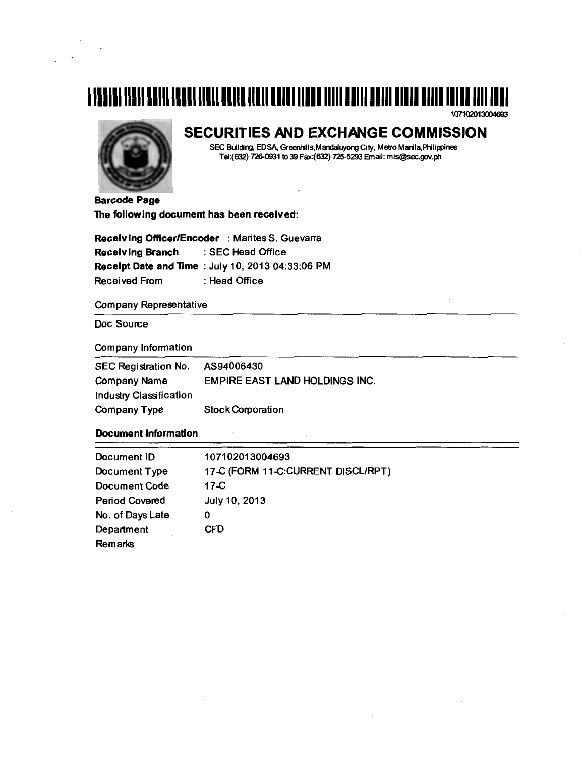107102013004693

# SECURITIES AND EXCHANGE COMMISSION

SEC Building, EDSA, Greenhills, Mandaluyong City, Metro Manila, Philippines
Tel:(632) 726-0931 to 39 Fax:(632) 725-5293 Email: mis@sec.gov.ph

**Barcode Page**

**The following document has been received:**

**Receiving Officer/Encoder** : Marites S. Guevarra
**Receiving Branch** : SEC Head Office
**Receipt Date and Time** : July 10, 2013 04:33:06 PM
Received From : Head Office

Company Representative

Doc Source

Company Information

| | |
|---|---|
| SEC Registration No. | AS94006430 |
| Company Name | EMPIRE EAST LAND HOLDINGS INC. |
| Industry Classification | |
| Company Type | Stock Corporation |

**Document Information**

| | |
|---|---|
| Document ID | 107102013004693 |
| Document Type | 17-C (FORM 11-C:CURRENT DISCL/RPT) |
| Document Code | 17-C |
| Period Covered | July 10, 2013 |
| No. of Days Late | 0 |
| Department | CFD |
| Remarks | |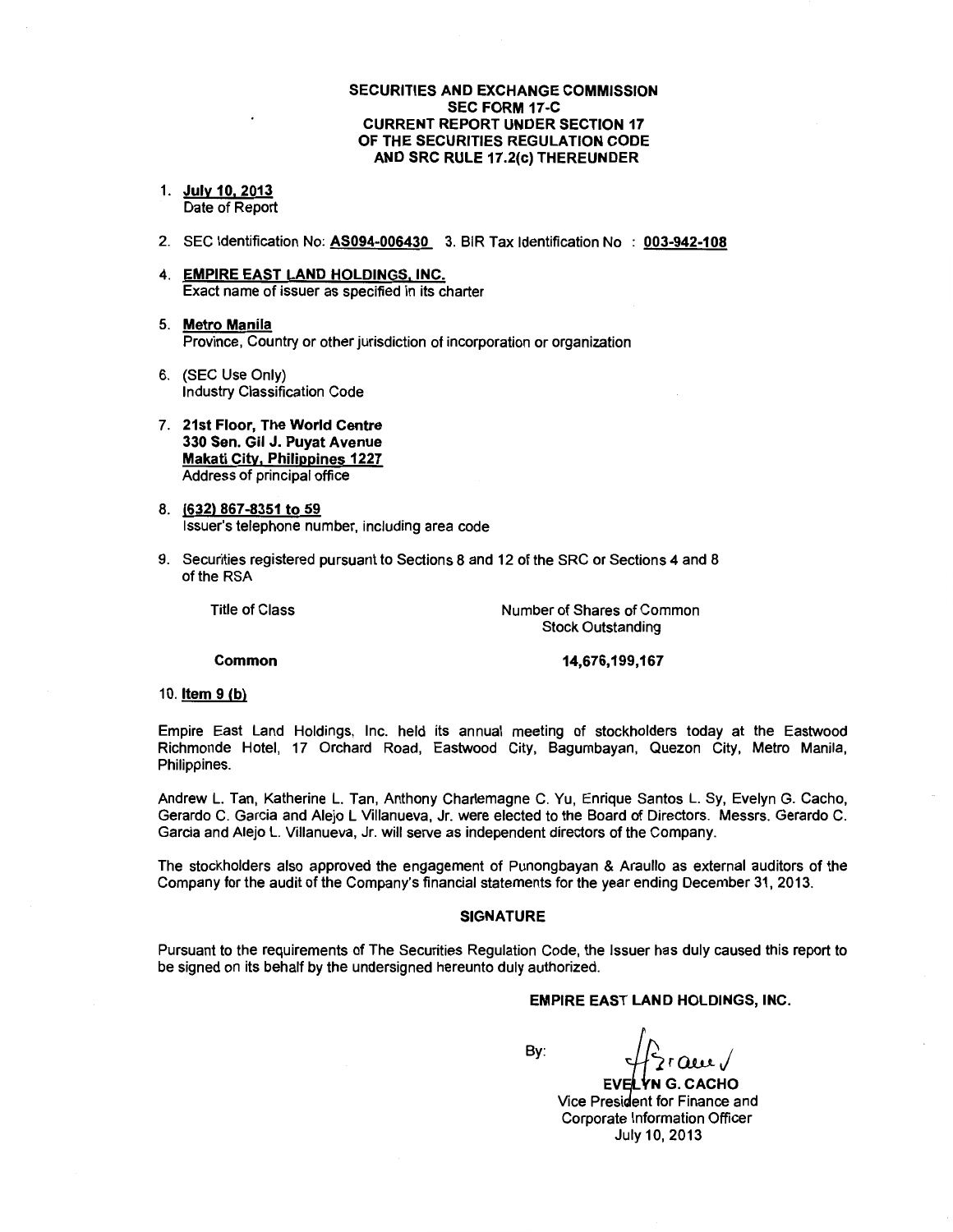**SECURITIES AND EXCHANGE COMMISSION**
**SEC FORM 17-C**
**CURRENT REPORT UNDER SECTION 17**
**OF THE SECURITIES REGULATION CODE**
**AND SRC RULE 17.2(c) THEREUNDER**

1. **July 10, 2013**
   Date of Report

2. SEC Identification No: **AS094-006430** 3. BIR Tax Identification No : **003-942-108**

4. **EMPIRE EAST LAND HOLDINGS, INC.**
   Exact name of issuer as specified in its charter

5. **Metro Manila**
   Province, Country or other jurisdiction of incorporation or organization

6. (SEC Use Only)
   Industry Classification Code

7. **21st Floor, The World Centre**
   **330 Sen. Gil J. Puyat Avenue**
   **Makati City, Philippines 1227**
   Address of principal office

8. **(632) 867-8351 to 59**
   Issuer's telephone number, including area code

9. Securities registered pursuant to Sections 8 and 12 of the SRC or Sections 4 and 8 of the RSA

| Title of Class | Number of Shares of Common Stock Outstanding |
|---|---|
| **Common** | **14,676,199,167** |

10. **Item 9 (b)**

Empire East Land Holdings, Inc. held its annual meeting of stockholders today at the Eastwood Richmonde Hotel, 17 Orchard Road, Eastwood City, Bagumbayan, Quezon City, Metro Manila, Philippines.

Andrew L. Tan, Katherine L. Tan, Anthony Charlemagne C. Yu, Enrique Santos L. Sy, Evelyn G. Cacho, Gerardo C. Garcia and Alejo L Villanueva, Jr. were elected to the Board of Directors. Messrs. Gerardo C. Garcia and Alejo L. Villanueva, Jr. will serve as independent directors of the Company.

The stockholders also approved the engagement of Punongbayan & Araullo as external auditors of the Company for the audit of the Company's financial statements for the year ending December 31, 2013.

**SIGNATURE**

Pursuant to the requirements of The Securities Regulation Code, the Issuer has duly caused this report to be signed on its behalf by the undersigned hereunto duly authorized.

**EMPIRE EAST LAND HOLDINGS, INC.**

By:

**EVELYN G. CACHO**
Vice President for Finance and
Corporate Information Officer
July 10, 2013